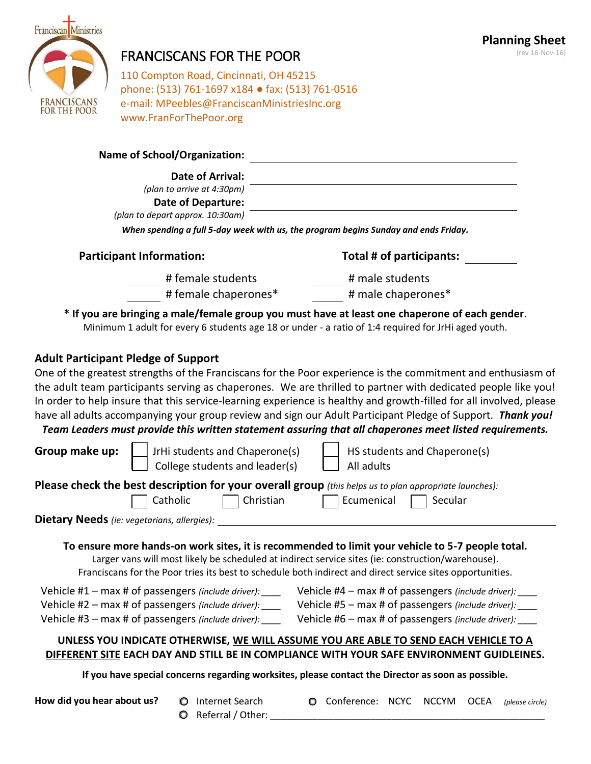# FRANCISCANS FOR THE POOR

**Planning Sheet**
(rev 16-Nov-16)

110 Compton Road, Cincinnati, OH 45215
phone: (513) 761-1697 x184 ● fax: (513) 761-0516
e-mail: MPeebles@FranciscanMinistriesInc.org
www.FranForThePoor.org

**Name of School/Organization:** ______________________________

**Date of Arrival:** ______________________________
*(plan to arrive at 4:30pm)*

**Date of Departure:** ______________________________
*(plan to depart approx. 10:30am)*

***When spending a full 5-day week with us, the program begins Sunday and ends Friday.***

**Participant Information:** **Total # of participants:** ________

______ # female students ______ # male students

______ # female chaperones* ______ # male chaperones*

**\* If you are bringing a male/female group you must have at least one chaperone of each gender**.
Minimum 1 adult for every 6 students age 18 or under - a ratio of 1:4 required for JrHi aged youth.

## Adult Participant Pledge of Support

One of the greatest strengths of the Franciscans for the Poor experience is the commitment and enthusiasm of the adult team participants serving as chaperones. We are thrilled to partner with dedicated people like you! In order to help insure that this service-learning experience is healthy and growth-filled for all involved, please have all adults accompanying your group review and sign our Adult Participant Pledge of Support. ***Thank you!***

***Team Leaders must provide this written statement assuring that all chaperones meet listed requirements.***

**Group make up:**
- ☐ JrHi students and Chaperone(s)
- ☐ HS students and Chaperone(s)
- ☐ College students and leader(s)
- ☐ All adults

**Please check the best description for your overall group** *(this helps us to plan appropriate launches):*
- ☐ Catholic
- ☐ Christian
- ☐ Ecumenical
- ☐ Secular

**Dietary Needs** *(ie: vegetarians, allergies):* ______________________________

**To ensure more hands-on work sites, it is recommended to limit your vehicle to 5-7 people total.**
Larger vans will most likely be scheduled at indirect service sites (ie: construction/warehouse).
Franciscans for the Poor tries its best to schedule both indirect and direct service sites opportunities.

Vehicle #1 – max # of passengers *(include driver)*: ____
Vehicle #2 – max # of passengers *(include driver)*: ____
Vehicle #3 – max # of passengers *(include driver)*: ____
Vehicle #4 – max # of passengers *(include driver)*: ____
Vehicle #5 – max # of passengers *(include driver)*: ____
Vehicle #6 – max # of passengers *(include driver)*: ____

**UNLESS YOU INDICATE OTHERWISE, WE WILL ASSUME YOU ARE ABLE TO SEND EACH VEHICLE TO A DIFFERENT SITE EACH DAY AND STILL BE IN COMPLIANCE WITH YOUR SAFE ENVIRONMENT GUIDELINES.**

**If you have special concerns regarding worksites, please contact the Director as soon as possible.**

**How did you hear about us?**
- ○ Internet Search
- ○ Conference: NCYC NCCYM OCEA *(please circle)*
- ○ Referral / Other: ______________________________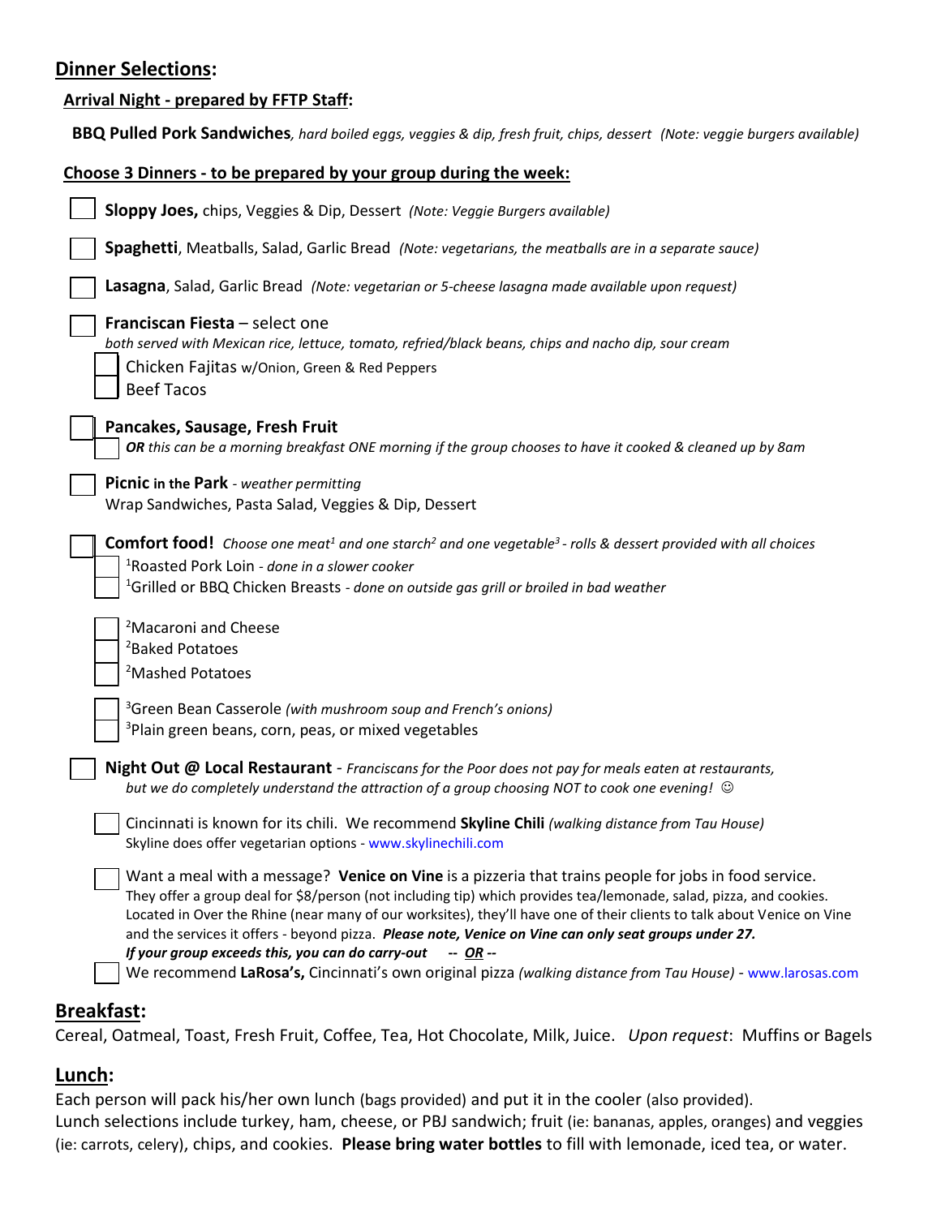## Dinner Selections:

### Arrival Night - prepared by FFTP Staff:

**BBQ Pulled Pork Sandwiches**, *hard boiled eggs, veggies & dip, fresh fruit, chips, dessert (Note: veggie burgers available)*

### Choose 3 Dinners - to be prepared by your group during the week:

- [ ] **Sloppy Joes,** chips, Veggies & Dip, Dessert *(Note: Veggie Burgers available)*
- [ ] **Spaghetti**, Meatballs, Salad, Garlic Bread *(Note: vegetarians, the meatballs are in a separate sauce)*
- [ ] **Lasagna**, Salad, Garlic Bread *(Note: vegetarian or 5-cheese lasagna made available upon request)*
- [ ] **Franciscan Fiesta** – select one
  *both served with Mexican rice, lettuce, tomato, refried/black beans, chips and nacho dip, sour cream*
  - [ ] Chicken Fajitas w/Onion, Green & Red Peppers
  - [ ] Beef Tacos
- [ ] **Pancakes, Sausage, Fresh Fruit**
  - [ ] ***OR*** *this can be a morning breakfast ONE morning if the group chooses to have it cooked & cleaned up by 8am*
- [ ] **Picnic in the Park** - *weather permitting*
  Wrap Sandwiches, Pasta Salad, Veggies & Dip, Dessert
- [ ] **Comfort food!** *Choose one meat[1] and one starch[2] and one vegetable[3] - rolls & dessert provided with all choices*
  - [ ] [1]Roasted Pork Loin - *done in a slower cooker*
  - [ ] [1]Grilled or BBQ Chicken Breasts - *done on outside gas grill or broiled in bad weather*
  - [ ] [2]Macaroni and Cheese
  - [ ] [2]Baked Potatoes
  - [ ] [2]Mashed Potatoes
  - [ ] [3]Green Bean Casserole *(with mushroom soup and French's onions)*
  - [ ] [3]Plain green beans, corn, peas, or mixed vegetables
- [ ] **Night Out @ Local Restaurant** - *Franciscans for the Poor does not pay for meals eaten at restaurants, but we do completely understand the attraction of a group choosing NOT to cook one evening!* ☺
  - [ ] Cincinnati is known for its chili. We recommend **Skyline Chili** *(walking distance from Tau House)*
    Skyline does offer vegetarian options - www.skylinechili.com
  - [ ] Want a meal with a message? **Venice on Vine** is a pizzeria that trains people for jobs in food service. They offer a group deal for $8/person (not including tip) which provides tea/lemonade, salad, pizza, and cookies. Located in Over the Rhine (near many of our worksites), they'll have one of their clients to talk about Venice on Vine and the services it offers - beyond pizza. ***Please note, Venice on Vine can only seat groups under 27. If your group exceeds this, you can do carry-out -- OR --***
  - [ ] We recommend **LaRosa's,** Cincinnati's own original pizza *(walking distance from Tau House)* - www.larosas.com

## Breakfast:

Cereal, Oatmeal, Toast, Fresh Fruit, Coffee, Tea, Hot Chocolate, Milk, Juice. *Upon request*: Muffins or Bagels

## Lunch:

Each person will pack his/her own lunch (bags provided) and put it in the cooler (also provided).
Lunch selections include turkey, ham, cheese, or PBJ sandwich; fruit (ie: bananas, apples, oranges) and veggies (ie: carrots, celery), chips, and cookies. **Please bring water bottles** to fill with lemonade, iced tea, or water.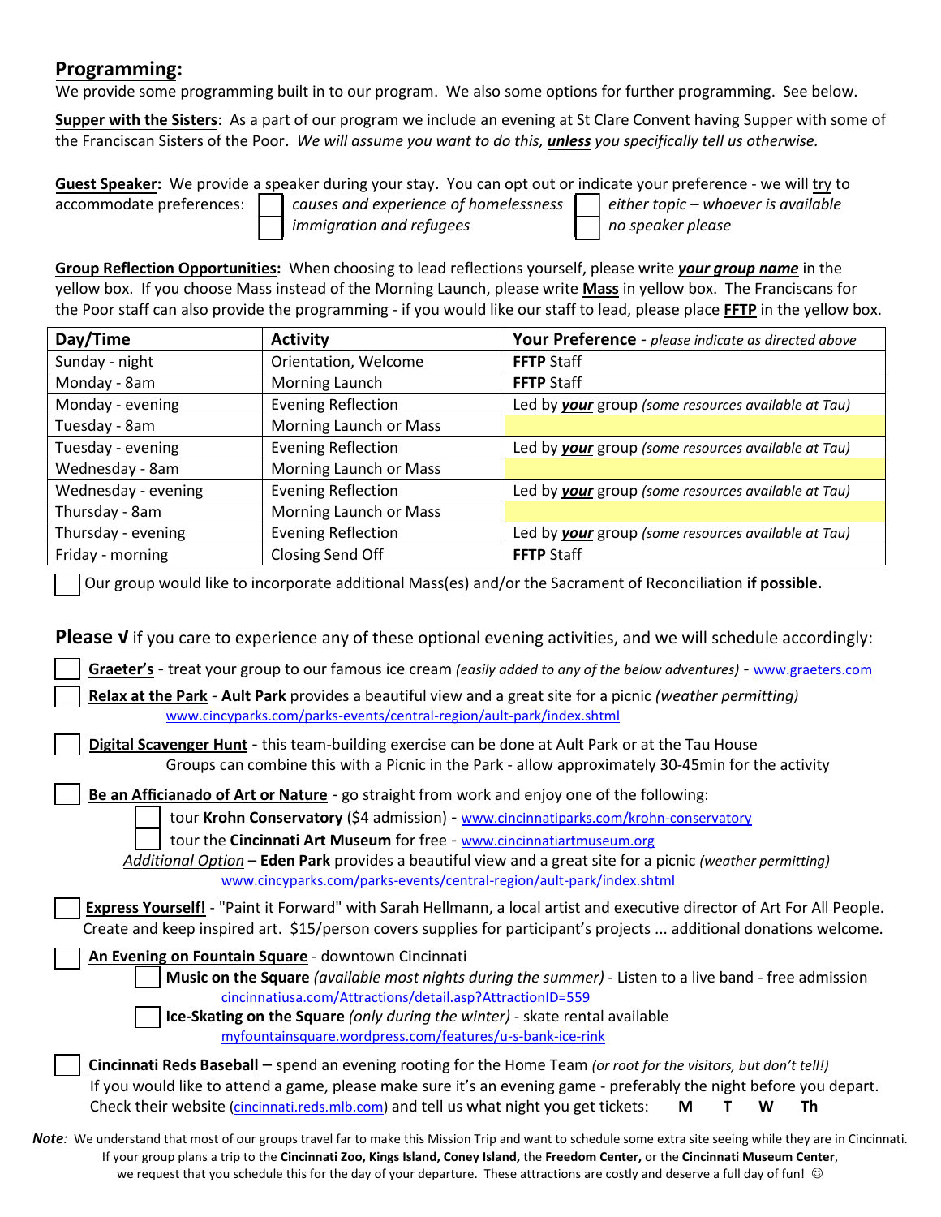## Programming:

We provide some programming built in to our program. We also some options for further programming. See below.

**Supper with the Sisters**: As a part of our program we include an evening at St Clare Convent having Supper with some of the Franciscan Sisters of the Poor**.** *We will assume you want to do this, **unless** you specifically tell us otherwise.*

**Guest Speaker:** We provide a speaker during your stay**.** You can opt out or indicate your preference - we will try to accommodate preferences:

- ☐ *causes and experience of homelessness*
- ☐ *immigration and refugees*
- ☐ *either topic – whoever is available*
- ☐ *no speaker please*

**Group Reflection Opportunities:** When choosing to lead reflections yourself, please write ***your group name*** in the yellow box. If you choose Mass instead of the Morning Launch, please write **Mass** in yellow box. The Franciscans for the Poor staff can also provide the programming - if you would like our staff to lead, please place **FFTP** in the yellow box.

| Day/Time | Activity | Your Preference - *please indicate as directed above* |
|---|---|---|
| Sunday - night | Orientation, Welcome | **FFTP** Staff |
| Monday - 8am | Morning Launch | **FFTP** Staff |
| Monday - evening | Evening Reflection | Led by ***your*** group *(some resources available at Tau)* |
| Tuesday - 8am | Morning Launch or Mass | |
| Tuesday - evening | Evening Reflection | Led by ***your*** group *(some resources available at Tau)* |
| Wednesday - 8am | Morning Launch or Mass | |
| Wednesday - evening | Evening Reflection | Led by ***your*** group *(some resources available at Tau)* |
| Thursday - 8am | Morning Launch or Mass | |
| Thursday - evening | Evening Reflection | Led by ***your*** group *(some resources available at Tau)* |
| Friday - morning | Closing Send Off | **FFTP** Staff |

☐ Our group would like to incorporate additional Mass(es) and/or the Sacrament of Reconciliation **if possible.**

**Please √** if you care to experience any of these optional evening activities, and we will schedule accordingly:

☐ **Graeter's** - treat your group to our famous ice cream *(easily added to any of the below adventures)* - www.graeters.com

☐ **Relax at the Park** - **Ault Park** provides a beautiful view and a great site for a picnic *(weather permitting)*
www.cincyparks.com/parks-events/central-region/ault-park/index.shtml

☐ **Digital Scavenger Hunt** - this team-building exercise can be done at Ault Park or at the Tau House
Groups can combine this with a Picnic in the Park - allow approximately 30-45min for the activity

☐ **Be an Afficianado of Art or Nature** - go straight from work and enjoy one of the following:
- ☐ tour **Krohn Conservatory** ($4 admission) - www.cincinnatiparks.com/krohn-conservatory
- ☐ tour the **Cincinnati Art Museum** for free - www.cincinnatiartmuseum.org

*Additional Option* – **Eden Park** provides a beautiful view and a great site for a picnic *(weather permitting)*
www.cincyparks.com/parks-events/central-region/ault-park/index.shtml

☐ **Express Yourself!** - "Paint it Forward" with Sarah Hellmann, a local artist and executive director of Art For All People. Create and keep inspired art. $15/person covers supplies for participant's projects ... additional donations welcome.

☐ **An Evening on Fountain Square** - downtown Cincinnati
- ☐ **Music on the Square** *(available most nights during the summer)* - Listen to a live band - free admission
cincinnatiusa.com/Attractions/detail.asp?AttractionID=559
- ☐ **Ice-Skating on the Square** *(only during the winter)* - skate rental available
myfountainsquare.wordpress.com/features/u-s-bank-ice-rink

☐ **Cincinnati Reds Baseball** – spend an evening rooting for the Home Team *(or root for the visitors, but don't tell!)*
If you would like to attend a game, please make sure it's an evening game - preferably the night before you depart. Check their website (cincinnati.reds.mlb.com) and tell us what night you get tickets: **M T W Th**

***Note**:* We understand that most of our groups travel far to make this Mission Trip and want to schedule some extra site seeing while they are in Cincinnati. If your group plans a trip to the **Cincinnati Zoo, Kings Island, Coney Island,** the **Freedom Center,** or the **Cincinnati Museum Center**, we request that you schedule this for the day of your departure. These attractions are costly and deserve a full day of fun! ☺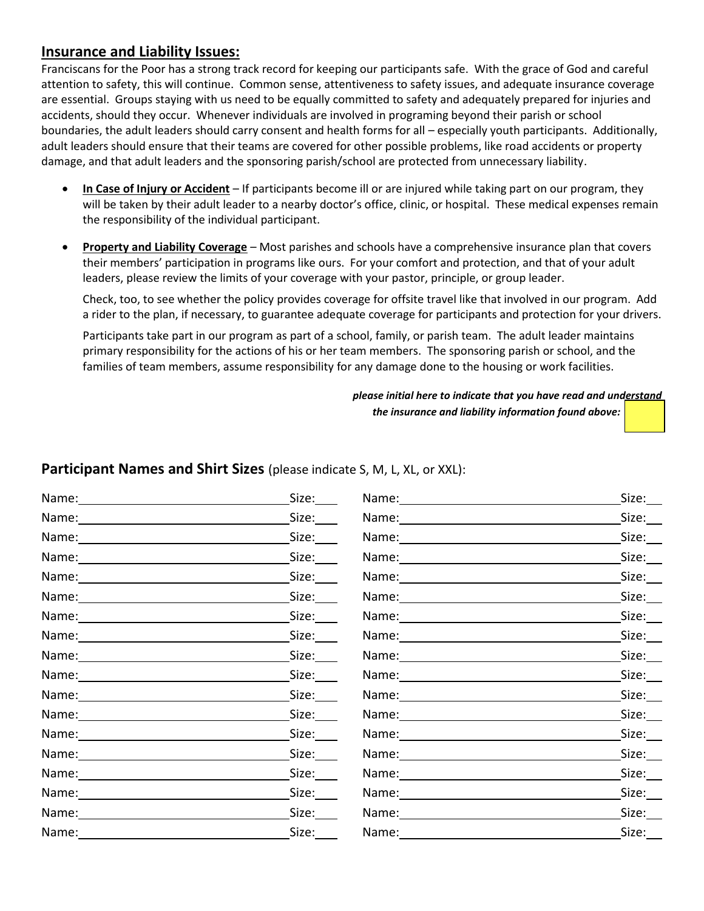## Insurance and Liability Issues:

Franciscans for the Poor has a strong track record for keeping our participants safe. With the grace of God and careful attention to safety, this will continue. Common sense, attentiveness to safety issues, and adequate insurance coverage are essential. Groups staying with us need to be equally committed to safety and adequately prepared for injuries and accidents, should they occur. Whenever individuals are involved in programing beyond their parish or school boundaries, the adult leaders should carry consent and health forms for all – especially youth participants. Additionally, adult leaders should ensure that their teams are covered for other possible problems, like road accidents or property damage, and that adult leaders and the sponsoring parish/school are protected from unnecessary liability.

- **In Case of Injury or Accident** – If participants become ill or are injured while taking part on our program, they will be taken by their adult leader to a nearby doctor's office, clinic, or hospital. These medical expenses remain the responsibility of the individual participant.

- **Property and Liability Coverage** – Most parishes and schools have a comprehensive insurance plan that covers their members' participation in programs like ours. For your comfort and protection, and that of your adult leaders, please review the limits of your coverage with your pastor, principle, or group leader.

  Check, too, to see whether the policy provides coverage for offsite travel like that involved in our program. Add a rider to the plan, if necessary, to guarantee adequate coverage for participants and protection for your drivers.

  Participants take part in our program as part of a school, family, or parish team. The adult leader maintains primary responsibility for the actions of his or her team members. The sponsoring parish or school, and the families of team members, assume responsibility for any damage done to the housing or work facilities.

***please initial here to indicate that you have read and understand the insurance and liability information found above:*** ______

## Participant Names and Shirt Sizes (please indicate S, M, L, XL, or XXL):

| Name | Size | Name | Size |
|---|---|---|---|
| Name: | Size: | Name: | Size: |
| Name: | Size: | Name: | Size: |
| Name: | Size: | Name: | Size: |
| Name: | Size: | Name: | Size: |
| Name: | Size: | Name: | Size: |
| Name: | Size: | Name: | Size: |
| Name: | Size: | Name: | Size: |
| Name: | Size: | Name: | Size: |
| Name: | Size: | Name: | Size: |
| Name: | Size: | Name: | Size: |
| Name: | Size: | Name: | Size: |
| Name: | Size: | Name: | Size: |
| Name: | Size: | Name: | Size: |
| Name: | Size: | Name: | Size: |
| Name: | Size: | Name: | Size: |
| Name: | Size: | Name: | Size: |
| Name: | Size: | Name: | Size: |
| Name: | Size: | Name: | Size: |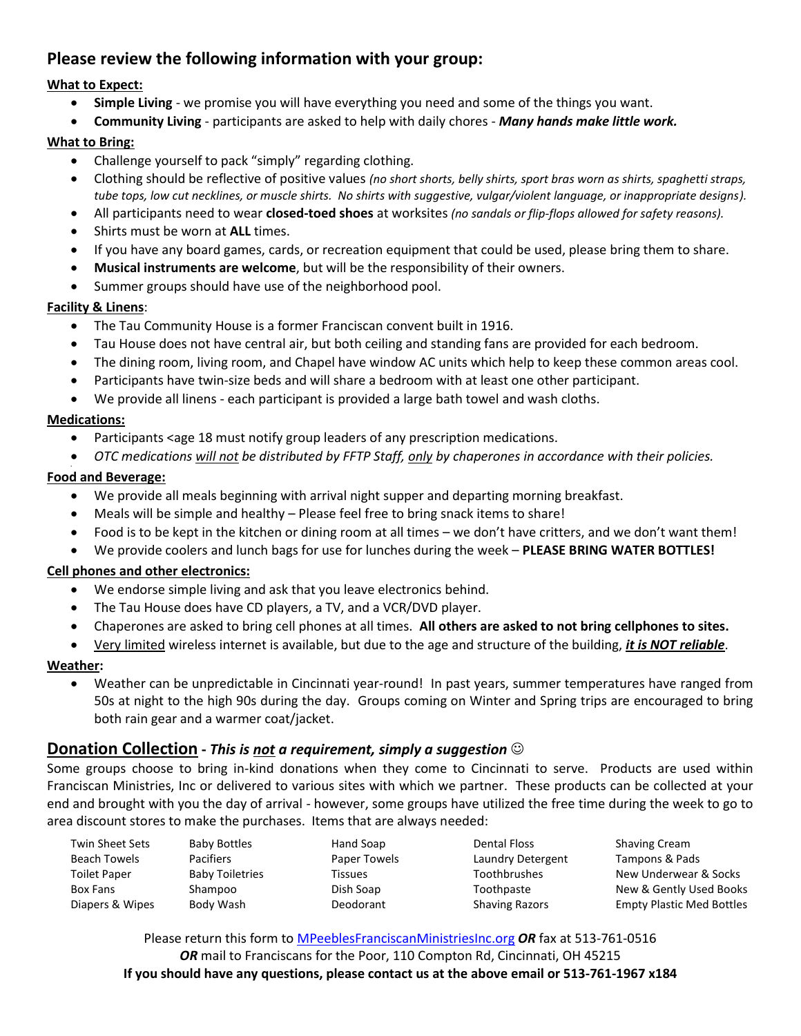## Please review the following information with your group:

**What to Expect:**

- **Simple Living** - we promise you will have everything you need and some of the things you want.
- **Community Living** - participants are asked to help with daily chores - ***Many hands make little work.***

**What to Bring:**

- Challenge yourself to pack "simply" regarding clothing.
- Clothing should be reflective of positive values *(no short shorts, belly shirts, sport bras worn as shirts, spaghetti straps, tube tops, low cut necklines, or muscle shirts. No shirts with suggestive, vulgar/violent language, or inappropriate designs).*
- All participants need to wear **closed-toed shoes** at worksites *(no sandals or flip-flops allowed for safety reasons).*
- Shirts must be worn at **ALL** times.
- If you have any board games, cards, or recreation equipment that could be used, please bring them to share.
- **Musical instruments are welcome**, but will be the responsibility of their owners.
- Summer groups should have use of the neighborhood pool.

**Facility & Linens**:

- The Tau Community House is a former Franciscan convent built in 1916.
- Tau House does not have central air, but both ceiling and standing fans are provided for each bedroom.
- The dining room, living room, and Chapel have window AC units which help to keep these common areas cool.
- Participants have twin-size beds and will share a bedroom with at least one other participant.
- We provide all linens - each participant is provided a large bath towel and wash cloths.

**Medications:**

- Participants <age 18 must notify group leaders of any prescription medications.
- *OTC medications will not be distributed by FFTP Staff, only by chaperones in accordance with their policies.*

**Food and Beverage:**

- We provide all meals beginning with arrival night supper and departing morning breakfast.
- Meals will be simple and healthy – Please feel free to bring snack items to share!
- Food is to be kept in the kitchen or dining room at all times – we don't have critters, and we don't want them!
- We provide coolers and lunch bags for use for lunches during the week – **PLEASE BRING WATER BOTTLES!**

**Cell phones and other electronics:**

- We endorse simple living and ask that you leave electronics behind.
- The Tau House does have CD players, a TV, and a VCR/DVD player.
- Chaperones are asked to bring cell phones at all times. **All others are asked to not bring cellphones to sites.**
- Very limited wireless internet is available, but due to the age and structure of the building, ***it is NOT reliable***.

**Weather:**

- Weather can be unpredictable in Cincinnati year-round! In past years, summer temperatures have ranged from 50s at night to the high 90s during the day. Groups coming on Winter and Spring trips are encouraged to bring both rain gear and a warmer coat/jacket.

## Donation Collection - *This is not a requirement, simply a suggestion ☺*

Some groups choose to bring in-kind donations when they come to Cincinnati to serve. Products are used within Franciscan Ministries, Inc or delivered to various sites with which we partner. These products can be collected at your end and brought with you the day of arrival - however, some groups have utilized the free time during the week to go to area discount stores to make the purchases. Items that are always needed:

| | | | | |
|---|---|---|---|---|
| Twin Sheet Sets | Baby Bottles | Hand Soap | Dental Floss | Shaving Cream |
| Beach Towels | Pacifiers | Paper Towels | Laundry Detergent | Tampons & Pads |
| Toilet Paper | Baby Toiletries | Tissues | Toothbrushes | New Underwear & Socks |
| Box Fans | Shampoo | Dish Soap | Toothpaste | New & Gently Used Books |
| Diapers & Wipes | Body Wash | Deodorant | Shaving Razors | Empty Plastic Med Bottles |

Please return this form to MPeeblesFranciscanMinistriesInc.org ***OR*** fax at 513-761-0516
***OR*** mail to Franciscans for the Poor, 110 Compton Rd, Cincinnati, OH 45215
**If you should have any questions, please contact us at the above email or 513-761-1967 x184**